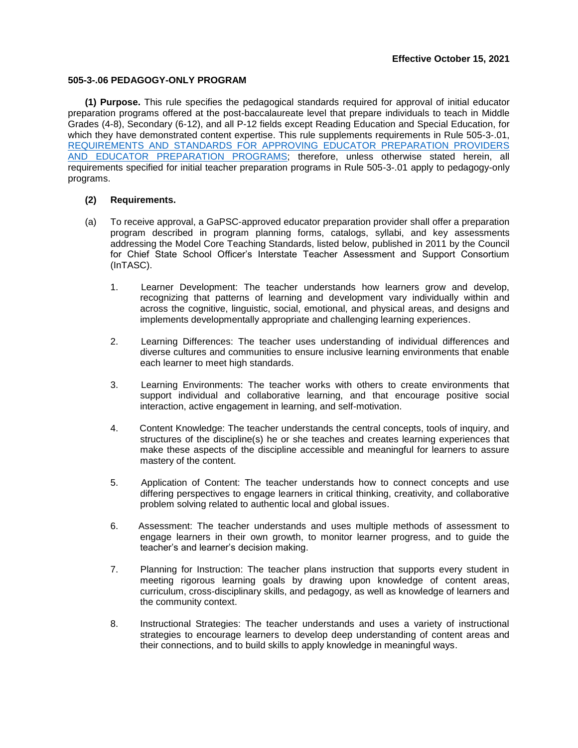**Effective October 15, 2021**

# 505-3-.06 PEDAGOGY-ONLY PROGRAM

**(1) Purpose.** This rule specifies the pedagogical standards required for approval of initial educator preparation programs offered at the post-baccalaureate level that prepare individuals to teach in Middle Grades (4-8), Secondary (6-12), and all P-12 fields except Reading Education and Special Education, for which they have demonstrated content expertise. This rule supplements requirements in Rule 505-3-.01, REQUIREMENTS AND STANDARDS FOR APPROVING EDUCATOR PREPARATION PROVIDERS AND EDUCATOR PREPARATION PROGRAMS; therefore, unless otherwise stated herein, all requirements specified for initial teacher preparation programs in Rule 505-3-.01 apply to pedagogy-only programs.

**(2) Requirements.**

(a) To receive approval, a GaPSC-approved educator preparation provider shall offer a preparation program described in program planning forms, catalogs, syllabi, and key assessments addressing the Model Core Teaching Standards, listed below, published in 2011 by the Council for Chief State School Officer's Interstate Teacher Assessment and Support Consortium (InTASC).

1. Learner Development: The teacher understands how learners grow and develop, recognizing that patterns of learning and development vary individually within and across the cognitive, linguistic, social, emotional, and physical areas, and designs and implements developmentally appropriate and challenging learning experiences.

2. Learning Differences: The teacher uses understanding of individual differences and diverse cultures and communities to ensure inclusive learning environments that enable each learner to meet high standards.

3. Learning Environments: The teacher works with others to create environments that support individual and collaborative learning, and that encourage positive social interaction, active engagement in learning, and self-motivation.

4. Content Knowledge: The teacher understands the central concepts, tools of inquiry, and structures of the discipline(s) he or she teaches and creates learning experiences that make these aspects of the discipline accessible and meaningful for learners to assure mastery of the content.

5. Application of Content: The teacher understands how to connect concepts and use differing perspectives to engage learners in critical thinking, creativity, and collaborative problem solving related to authentic local and global issues.

6. Assessment: The teacher understands and uses multiple methods of assessment to engage learners in their own growth, to monitor learner progress, and to guide the teacher's and learner's decision making.

7. Planning for Instruction: The teacher plans instruction that supports every student in meeting rigorous learning goals by drawing upon knowledge of content areas, curriculum, cross-disciplinary skills, and pedagogy, as well as knowledge of learners and the community context.

8. Instructional Strategies: The teacher understands and uses a variety of instructional strategies to encourage learners to develop deep understanding of content areas and their connections, and to build skills to apply knowledge in meaningful ways.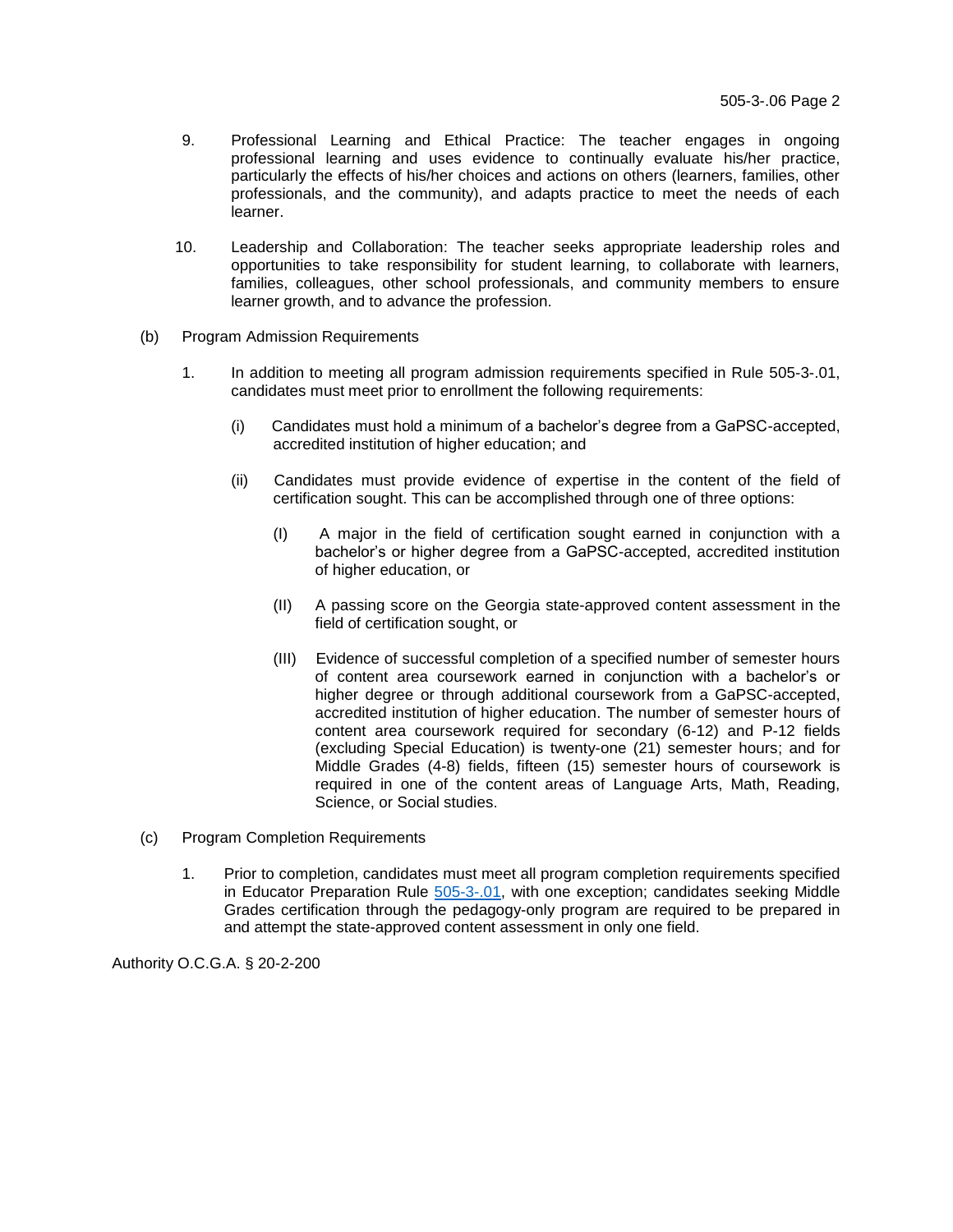9. Professional Learning and Ethical Practice: The teacher engages in ongoing professional learning and uses evidence to continually evaluate his/her practice, particularly the effects of his/her choices and actions on others (learners, families, other professionals, and the community), and adapts practice to meet the needs of each learner.

10. Leadership and Collaboration: The teacher seeks appropriate leadership roles and opportunities to take responsibility for student learning, to collaborate with learners, families, colleagues, other school professionals, and community members to ensure learner growth, and to advance the profession.

(b) Program Admission Requirements

1. In addition to meeting all program admission requirements specified in Rule 505-3-.01, candidates must meet prior to enrollment the following requirements:

   (i) Candidates must hold a minimum of a bachelor's degree from a GaPSC-accepted, accredited institution of higher education; and

   (ii) Candidates must provide evidence of expertise in the content of the field of certification sought. This can be accomplished through one of three options:

      (I) A major in the field of certification sought earned in conjunction with a bachelor's or higher degree from a GaPSC-accepted, accredited institution of higher education, or

      (II) A passing score on the Georgia state-approved content assessment in the field of certification sought, or

      (III) Evidence of successful completion of a specified number of semester hours of content area coursework earned in conjunction with a bachelor's or higher degree or through additional coursework from a GaPSC-accepted, accredited institution of higher education. The number of semester hours of content area coursework required for secondary (6-12) and P-12 fields (excluding Special Education) is twenty-one (21) semester hours; and for Middle Grades (4-8) fields, fifteen (15) semester hours of coursework is required in one of the content areas of Language Arts, Math, Reading, Science, or Social studies.

(c) Program Completion Requirements

1. Prior to completion, candidates must meet all program completion requirements specified in Educator Preparation Rule 505-3-.01, with one exception; candidates seeking Middle Grades certification through the pedagogy-only program are required to be prepared in and attempt the state-approved content assessment in only one field.

Authority O.C.G.A. § 20-2-200